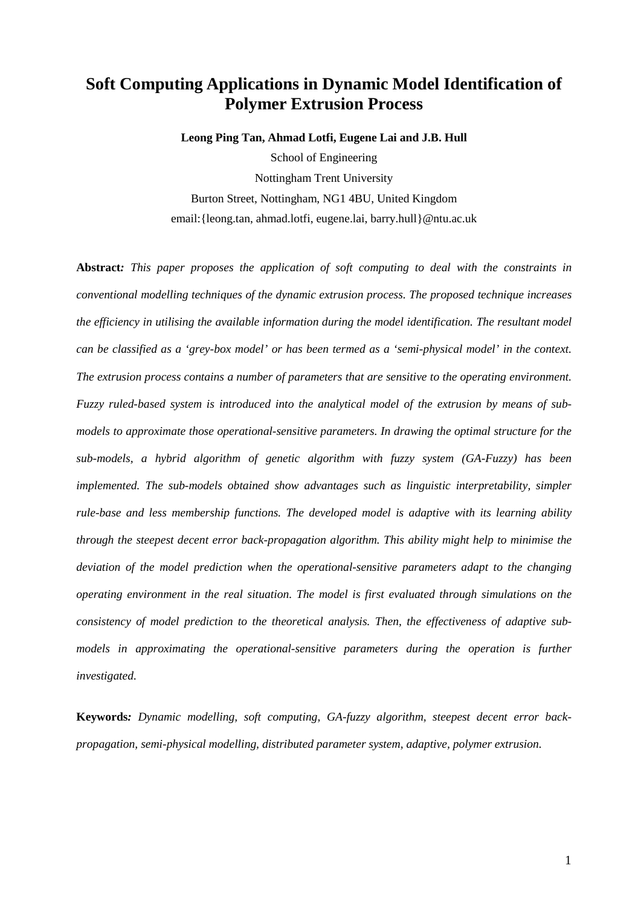# Soft Computing Applications in Dynamic Model Identification of Polymer Extrusion Process

**Leong Ping Tan, Ahmad Lotfi, Eugene Lai and J.B. Hull**

School of Engineering

Nottingham Trent University

Burton Street, Nottingham, NG1 4BU, United Kingdom

email:{leong.tan, ahmad.lotfi, eugene.lai, barry.hull}@ntu.ac.uk

**Abstract***:* *This paper proposes the application of soft computing to deal with the constraints in conventional modelling techniques of the dynamic extrusion process. The proposed technique increases the efficiency in utilising the available information during the model identification. The resultant model can be classified as a 'grey-box model' or has been termed as a 'semi-physical model' in the context. The extrusion process contains a number of parameters that are sensitive to the operating environment. Fuzzy ruled-based system is introduced into the analytical model of the extrusion by means of sub-models to approximate those operational-sensitive parameters. In drawing the optimal structure for the sub-models, a hybrid algorithm of genetic algorithm with fuzzy system (GA-Fuzzy) has been implemented. The sub-models obtained show advantages such as linguistic interpretability, simpler rule-base and less membership functions. The developed model is adaptive with its learning ability through the steepest decent error back-propagation algorithm. This ability might help to minimise the deviation of the model prediction when the operational-sensitive parameters adapt to the changing operating environment in the real situation. The model is first evaluated through simulations on the consistency of model prediction to the theoretical analysis. Then, the effectiveness of adaptive sub-models in approximating the operational-sensitive parameters during the operation is further investigated.*

**Keywords***:* *Dynamic modelling, soft computing, GA-fuzzy algorithm, steepest decent error back-propagation, semi-physical modelling, distributed parameter system, adaptive, polymer extrusion.*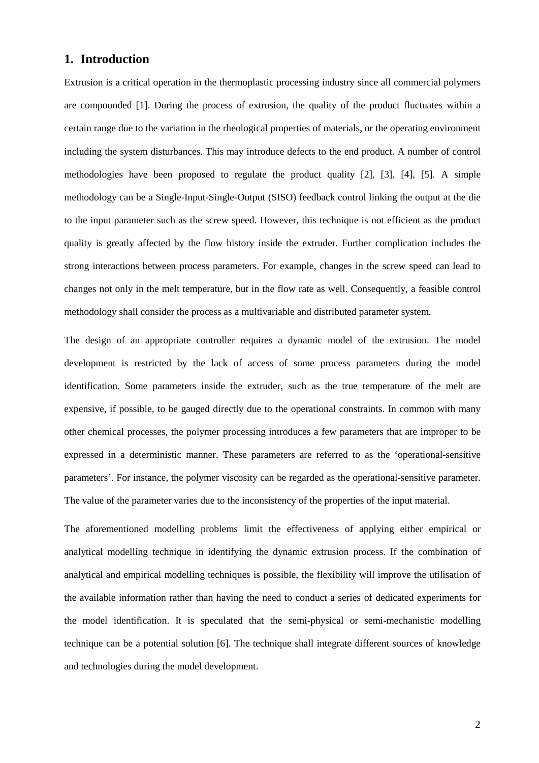## 1. Introduction

Extrusion is a critical operation in the thermoplastic processing industry since all commercial polymers are compounded [1]. During the process of extrusion, the quality of the product fluctuates within a certain range due to the variation in the rheological properties of materials, or the operating environment including the system disturbances. This may introduce defects to the end product. A number of control methodologies have been proposed to regulate the product quality [2], [3], [4], [5]. A simple methodology can be a Single-Input-Single-Output (SISO) feedback control linking the output at the die to the input parameter such as the screw speed. However, this technique is not efficient as the product quality is greatly affected by the flow history inside the extruder. Further complication includes the strong interactions between process parameters. For example, changes in the screw speed can lead to changes not only in the melt temperature, but in the flow rate as well. Consequently, a feasible control methodology shall consider the process as a multivariable and distributed parameter system.

The design of an appropriate controller requires a dynamic model of the extrusion. The model development is restricted by the lack of access of some process parameters during the model identification. Some parameters inside the extruder, such as the true temperature of the melt are expensive, if possible, to be gauged directly due to the operational constraints. In common with many other chemical processes, the polymer processing introduces a few parameters that are improper to be expressed in a deterministic manner. These parameters are referred to as the 'operational-sensitive parameters'. For instance, the polymer viscosity can be regarded as the operational-sensitive parameter. The value of the parameter varies due to the inconsistency of the properties of the input material.

The aforementioned modelling problems limit the effectiveness of applying either empirical or analytical modelling technique in identifying the dynamic extrusion process. If the combination of analytical and empirical modelling techniques is possible, the flexibility will improve the utilisation of the available information rather than having the need to conduct a series of dedicated experiments for the model identification. It is speculated that the semi-physical or semi-mechanistic modelling technique can be a potential solution [6]. The technique shall integrate different sources of knowledge and technologies during the model development.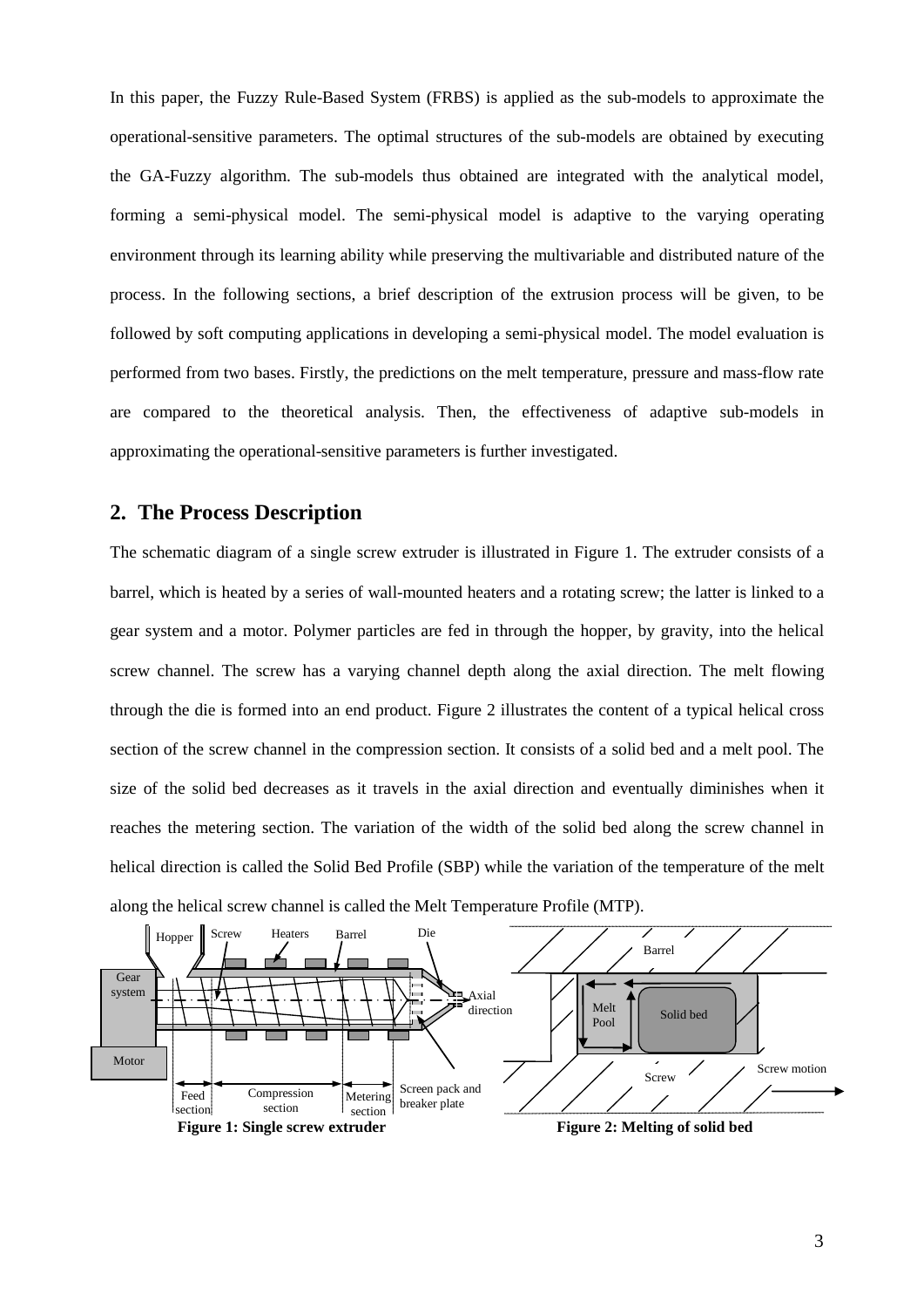In this paper, the Fuzzy Rule-Based System (FRBS) is applied as the sub-models to approximate the operational-sensitive parameters. The optimal structures of the sub-models are obtained by executing the GA-Fuzzy algorithm. The sub-models thus obtained are integrated with the analytical model, forming a semi-physical model. The semi-physical model is adaptive to the varying operating environment through its learning ability while preserving the multivariable and distributed nature of the process. In the following sections, a brief description of the extrusion process will be given, to be followed by soft computing applications in developing a semi-physical model. The model evaluation is performed from two bases. Firstly, the predictions on the melt temperature, pressure and mass-flow rate are compared to the theoretical analysis. Then, the effectiveness of adaptive sub-models in approximating the operational-sensitive parameters is further investigated.

## 2. The Process Description

The schematic diagram of a single screw extruder is illustrated in Figure 1. The extruder consists of a barrel, which is heated by a series of wall-mounted heaters and a rotating screw; the latter is linked to a gear system and a motor. Polymer particles are fed in through the hopper, by gravity, into the helical screw channel. The screw has a varying channel depth along the axial direction. The melt flowing through the die is formed into an end product. Figure 2 illustrates the content of a typical helical cross section of the screw channel in the compression section. It consists of a solid bed and a melt pool. The size of the solid bed decreases as it travels in the axial direction and eventually diminishes when it reaches the metering section. The variation of the width of the solid bed along the screw channel in helical direction is called the Solid Bed Profile (SBP) while the variation of the temperature of the melt along the helical screw channel is called the Melt Temperature Profile (MTP).

**Figure 1: Single screw extruder**

**Figure 2: Melting of solid bed**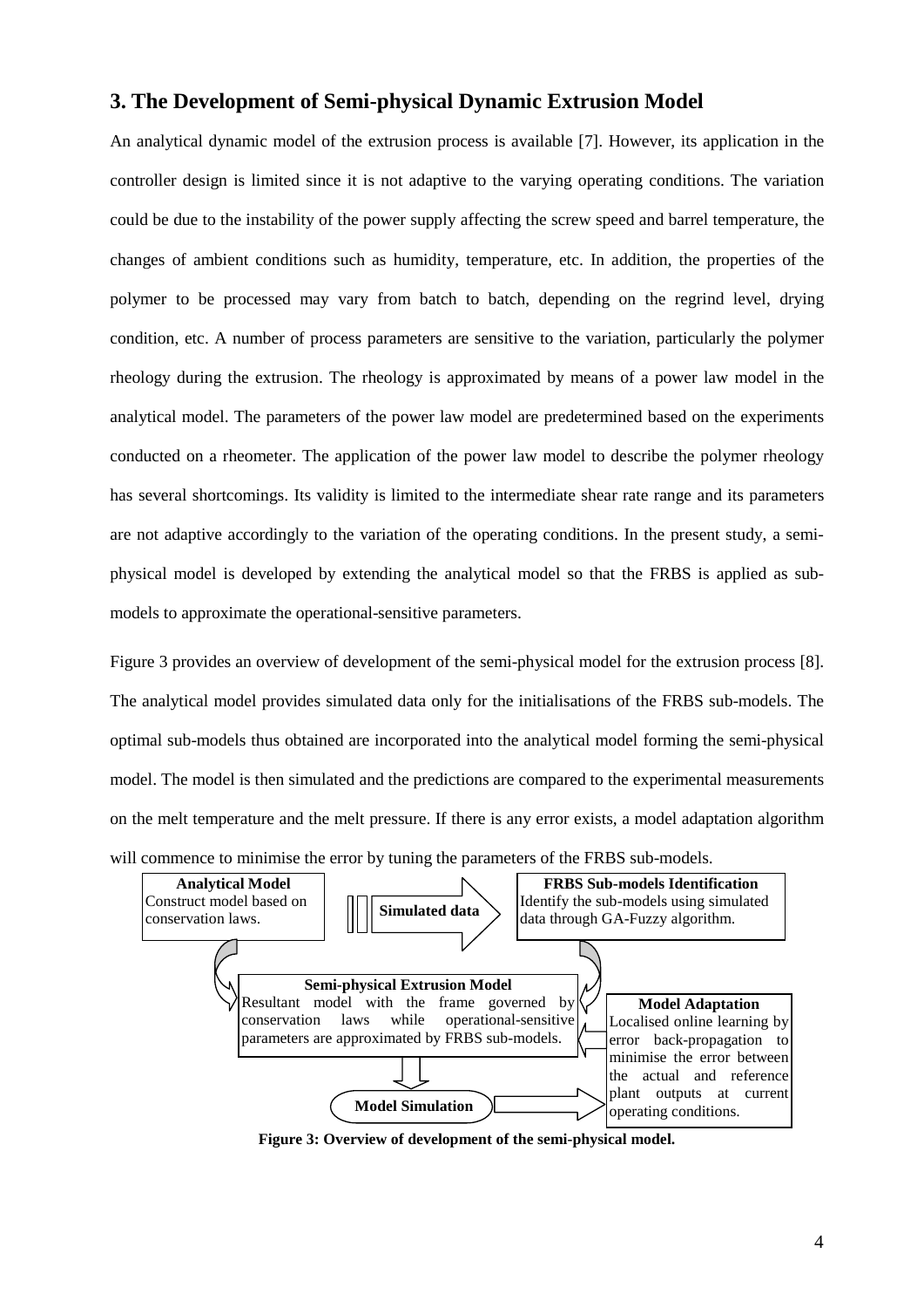## 3. The Development of Semi-physical Dynamic Extrusion Model

An analytical dynamic model of the extrusion process is available [7]. However, its application in the controller design is limited since it is not adaptive to the varying operating conditions. The variation could be due to the instability of the power supply affecting the screw speed and barrel temperature, the changes of ambient conditions such as humidity, temperature, etc. In addition, the properties of the polymer to be processed may vary from batch to batch, depending on the regrind level, drying condition, etc. A number of process parameters are sensitive to the variation, particularly the polymer rheology during the extrusion. The rheology is approximated by means of a power law model in the analytical model. The parameters of the power law model are predetermined based on the experiments conducted on a rheometer. The application of the power law model to describe the polymer rheology has several shortcomings. Its validity is limited to the intermediate shear rate range and its parameters are not adaptive accordingly to the variation of the operating conditions. In the present study, a semi-physical model is developed by extending the analytical model so that the FRBS is applied as sub-models to approximate the operational-sensitive parameters.

Figure 3 provides an overview of development of the semi-physical model for the extrusion process [8]. The analytical model provides simulated data only for the initialisations of the FRBS sub-models. The optimal sub-models thus obtained are incorporated into the analytical model forming the semi-physical model. The model is then simulated and the predictions are compared to the experimental measurements on the melt temperature and the melt pressure. If there is any error exists, a model adaptation algorithm will commence to minimise the error by tuning the parameters of the FRBS sub-models.

**Analytical Model**
Construct model based on conservation laws.

**Simulated data**

**FRBS Sub-models Identification**
Identify the sub-models using simulated data through GA-Fuzzy algorithm.

**Semi-physical Extrusion Model**
Resultant model with the frame governed by conservation laws while operational-sensitive parameters are approximated by FRBS sub-models.

**Model Adaptation**
Localised online learning by error back-propagation to minimise the error between the actual and reference plant outputs at current operating conditions.

**Model Simulation**

**Figure 3: Overview of development of the semi-physical model.**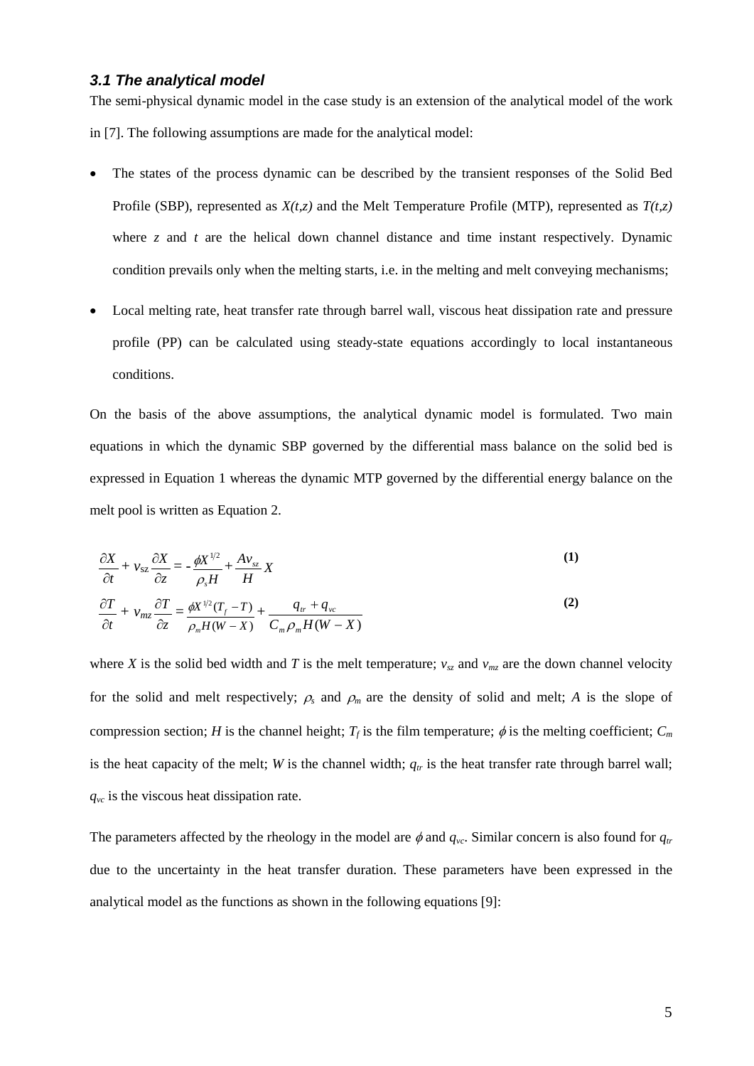### *3.1 The analytical model*

The semi-physical dynamic model in the case study is an extension of the analytical model of the work in [7]. The following assumptions are made for the analytical model:

- The states of the process dynamic can be described by the transient responses of the Solid Bed Profile (SBP), represented as $X(t,z)$ and the Melt Temperature Profile (MTP), represented as $T(t,z)$ where $z$ and $t$ are the helical down channel distance and time instant respectively. Dynamic condition prevails only when the melting starts, i.e. in the melting and melt conveying mechanisms;
- Local melting rate, heat transfer rate through barrel wall, viscous heat dissipation rate and pressure profile (PP) can be calculated using steady-state equations accordingly to local instantaneous conditions.

On the basis of the above assumptions, the analytical dynamic model is formulated. Two main equations in which the dynamic SBP governed by the differential mass balance on the solid bed is expressed in Equation 1 whereas the dynamic MTP governed by the differential energy balance on the melt pool is written as Equation 2.

$$\frac{\partial X}{\partial t} + v_{sz}\frac{\partial X}{\partial z} = -\frac{\phi X^{1/2}}{\rho_s H} + \frac{A v_{sz}}{H} X \tag{1}$$

$$\frac{\partial T}{\partial t} + v_{mz}\frac{\partial T}{\partial z} = \frac{\phi X^{1/2}(T_f - T)}{\rho_m H(W - X)} + \frac{q_{tr} + q_{vc}}{C_m \rho_m H(W - X)} \tag{2}$$

where $X$ is the solid bed width and $T$ is the melt temperature; $v_{sz}$ and $v_{mz}$ are the down channel velocity for the solid and melt respectively; $\rho_s$ and $\rho_m$ are the density of solid and melt; $A$ is the slope of compression section; $H$ is the channel height; $T_f$ is the film temperature; $\phi$ is the melting coefficient; $C_m$ is the heat capacity of the melt; $W$ is the channel width; $q_{tr}$ is the heat transfer rate through barrel wall; $q_{vc}$ is the viscous heat dissipation rate.

The parameters affected by the rheology in the model are $\phi$ and $q_{vc}$. Similar concern is also found for $q_{tr}$ due to the uncertainty in the heat transfer duration. These parameters have been expressed in the analytical model as the functions as shown in the following equations [9]: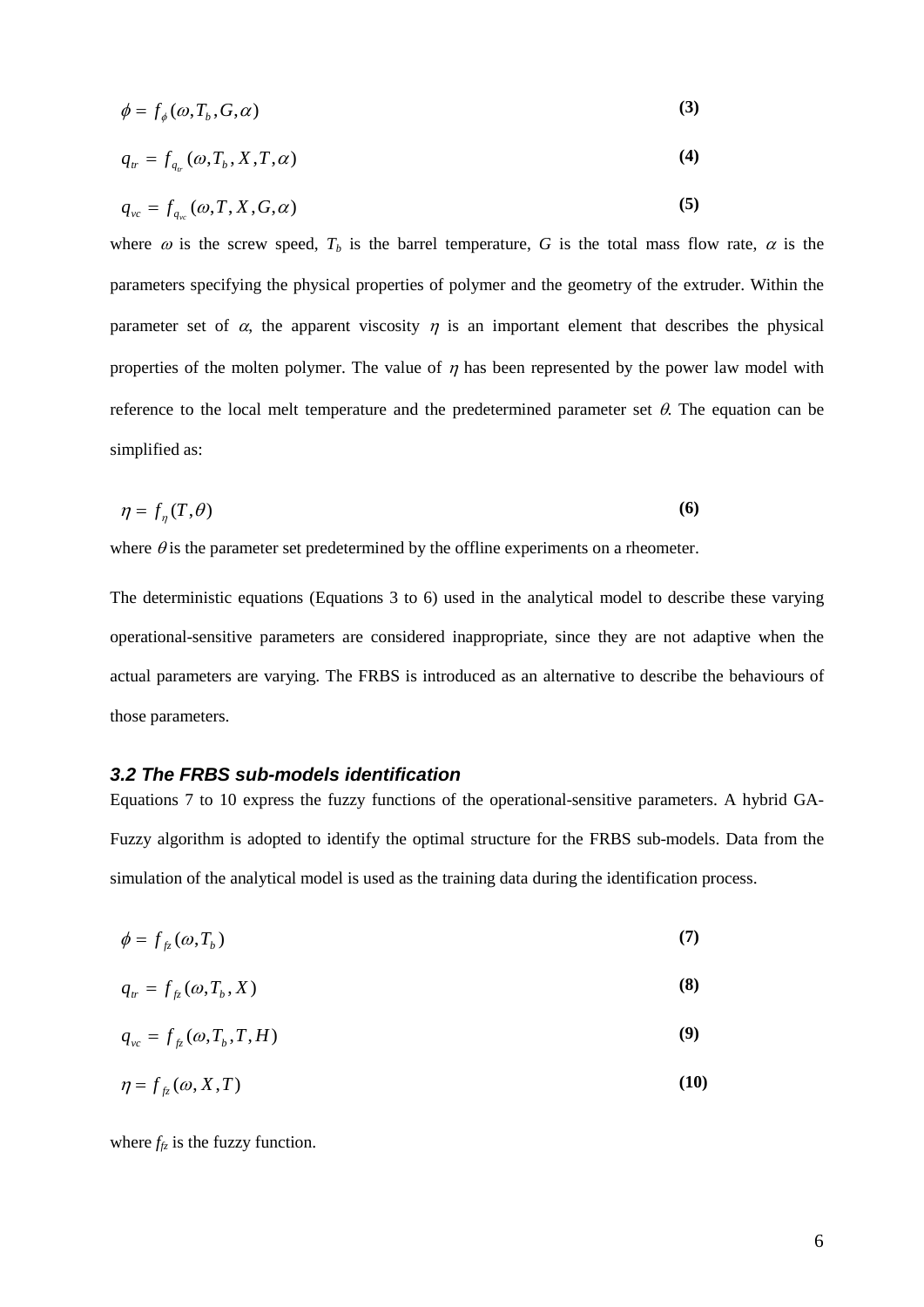$$\phi = f_{\phi}(\omega, T_b, G, \alpha) \tag{3}$$

$$q_{tr} = f_{q_{tr}}(\omega, T_b, X, T, \alpha) \tag{4}$$

$$q_{vc} = f_{q_{vc}}(\omega, T, X, G, \alpha) \tag{5}$$

where $\omega$ is the screw speed, $T_b$ is the barrel temperature, $G$ is the total mass flow rate, $\alpha$ is the parameters specifying the physical properties of polymer and the geometry of the extruder. Within the parameter set of $\alpha$, the apparent viscosity $\eta$ is an important element that describes the physical properties of the molten polymer. The value of $\eta$ has been represented by the power law model with reference to the local melt temperature and the predetermined parameter set $\theta$. The equation can be simplified as:

$$\eta = f_{\eta}(T, \theta) \tag{6}$$

where $\theta$ is the parameter set predetermined by the offline experiments on a rheometer.

The deterministic equations (Equations 3 to 6) used in the analytical model to describe these varying operational-sensitive parameters are considered inappropriate, since they are not adaptive when the actual parameters are varying. The FRBS is introduced as an alternative to describe the behaviours of those parameters.

### *3.2 The FRBS sub-models identification*

Equations 7 to 10 express the fuzzy functions of the operational-sensitive parameters. A hybrid GA-Fuzzy algorithm is adopted to identify the optimal structure for the FRBS sub-models. Data from the simulation of the analytical model is used as the training data during the identification process.

$$\phi = f_{fz}(\omega, T_b) \tag{7}$$

$$q_{tr} = f_{fz}(\omega, T_b, X) \tag{8}$$

$$q_{vc} = f_{fz}(\omega, T_b, T, H) \tag{9}$$

$$\eta = f_{fz}(\omega, X, T) \tag{10}$$

where $f_{fz}$ is the fuzzy function.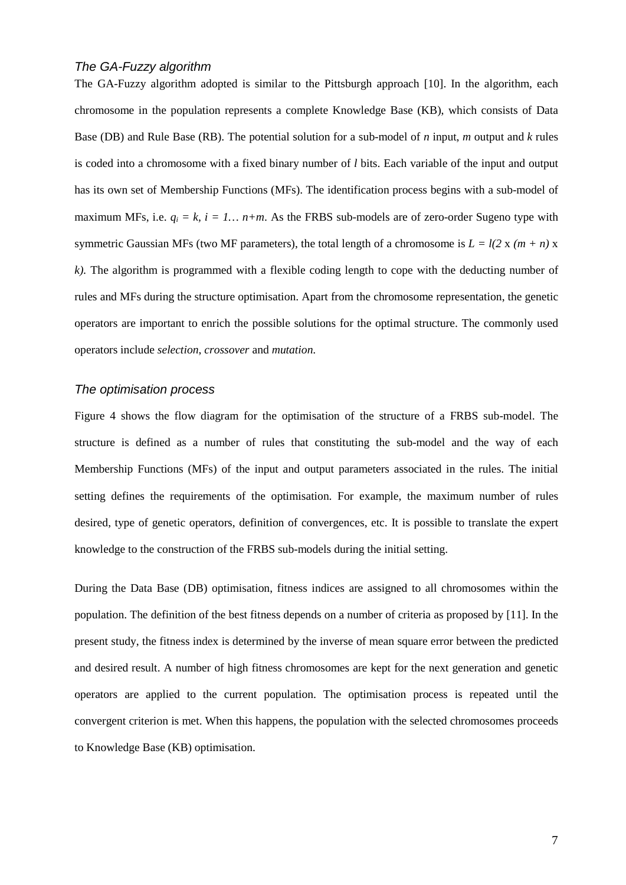### *The GA-Fuzzy algorithm*

The GA-Fuzzy algorithm adopted is similar to the Pittsburgh approach [10]. In the algorithm, each chromosome in the population represents a complete Knowledge Base (KB), which consists of Data Base (DB) and Rule Base (RB). The potential solution for a sub-model of $n$ input, $m$ output and $k$ rules is coded into a chromosome with a fixed binary number of $l$ bits. Each variable of the input and output has its own set of Membership Functions (MFs). The identification process begins with a sub-model of maximum MFs, i.e. $q_i = k$, $i = 1 \ldots n+m$. As the FRBS sub-models are of zero-order Sugeno type with symmetric Gaussian MFs (two MF parameters), the total length of a chromosome is $L = l(2 \times (m + n) \times k)$. The algorithm is programmed with a flexible coding length to cope with the deducting number of rules and MFs during the structure optimisation. Apart from the chromosome representation, the genetic operators are important to enrich the possible solutions for the optimal structure. The commonly used operators include *selection*, *crossover* and *mutation*.

### *The optimisation process*

Figure 4 shows the flow diagram for the optimisation of the structure of a FRBS sub-model. The structure is defined as a number of rules that constituting the sub-model and the way of each Membership Functions (MFs) of the input and output parameters associated in the rules. The initial setting defines the requirements of the optimisation. For example, the maximum number of rules desired, type of genetic operators, definition of convergences, etc. It is possible to translate the expert knowledge to the construction of the FRBS sub-models during the initial setting.

During the Data Base (DB) optimisation, fitness indices are assigned to all chromosomes within the population. The definition of the best fitness depends on a number of criteria as proposed by [11]. In the present study, the fitness index is determined by the inverse of mean square error between the predicted and desired result. A number of high fitness chromosomes are kept for the next generation and genetic operators are applied to the current population. The optimisation process is repeated until the convergent criterion is met. When this happens, the population with the selected chromosomes proceeds to Knowledge Base (KB) optimisation.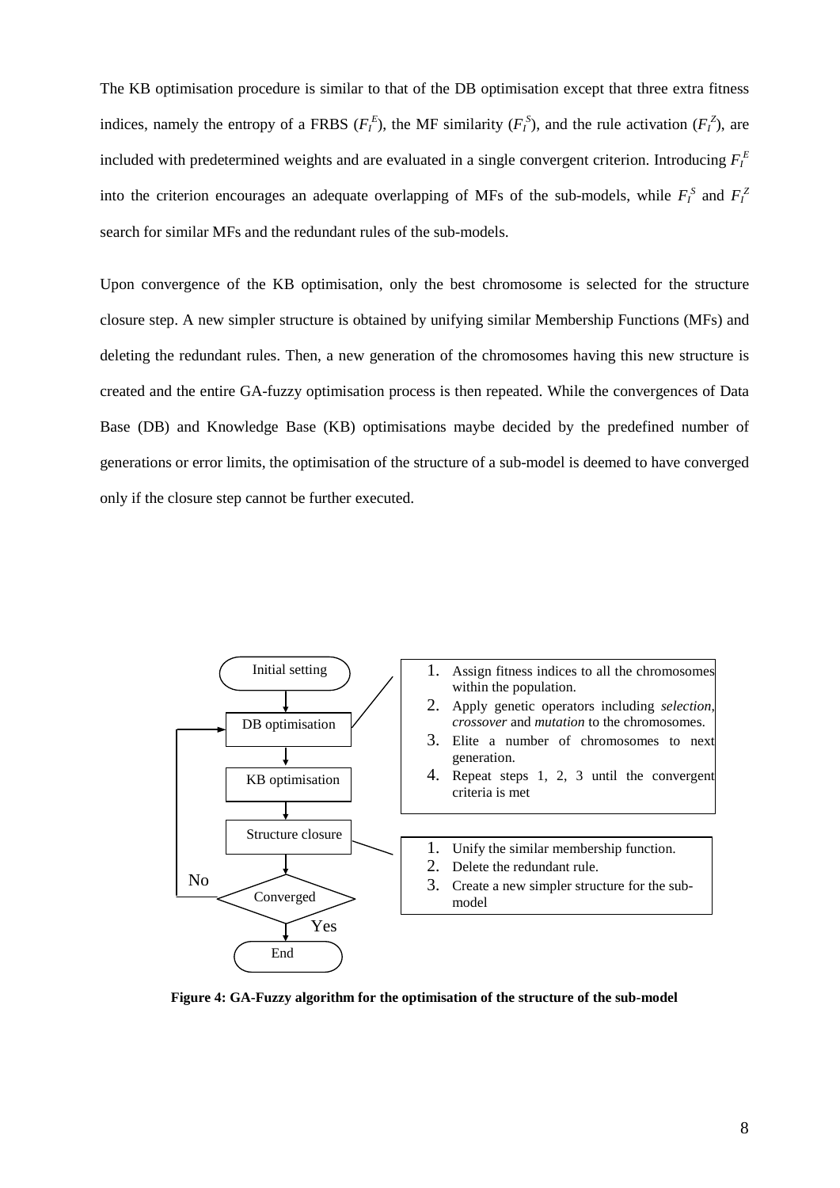The KB optimisation procedure is similar to that of the DB optimisation except that three extra fitness indices, namely the entropy of a FRBS ($F_I^E$), the MF similarity ($F_I^S$), and the rule activation ($F_I^Z$), are included with predetermined weights and are evaluated in a single convergent criterion. Introducing $F_I^E$ into the criterion encourages an adequate overlapping of MFs of the sub-models, while $F_I^S$ and $F_I^Z$ search for similar MFs and the redundant rules of the sub-models.

Upon convergence of the KB optimisation, only the best chromosome is selected for the structure closure step. A new simpler structure is obtained by unifying similar Membership Functions (MFs) and deleting the redundant rules. Then, a new generation of the chromosomes having this new structure is created and the entire GA-fuzzy optimisation process is then repeated. While the convergences of Data Base (DB) and Knowledge Base (KB) optimisations maybe decided by the predefined number of generations or error limits, the optimisation of the structure of a sub-model is deemed to have converged only if the closure step cannot be further executed.

Initial setting → DB optimisation → KB optimisation → Structure closure → Converged (No → DB optimisation; Yes → End)

DB optimisation:

1. Assign fitness indices to all the chromosomes within the population.
2. Apply genetic operators including *selection*, *crossover* and *mutation* to the chromosomes.
3. Elite a number of chromosomes to next generation.
4. Repeat steps 1, 2, 3 until the convergent criteria is met

Structure closure:

1. Unify the similar membership function.
2. Delete the redundant rule.
3. Create a new simpler structure for the sub-model

**Figure 4: GA-Fuzzy algorithm for the optimisation of the structure of the sub-model**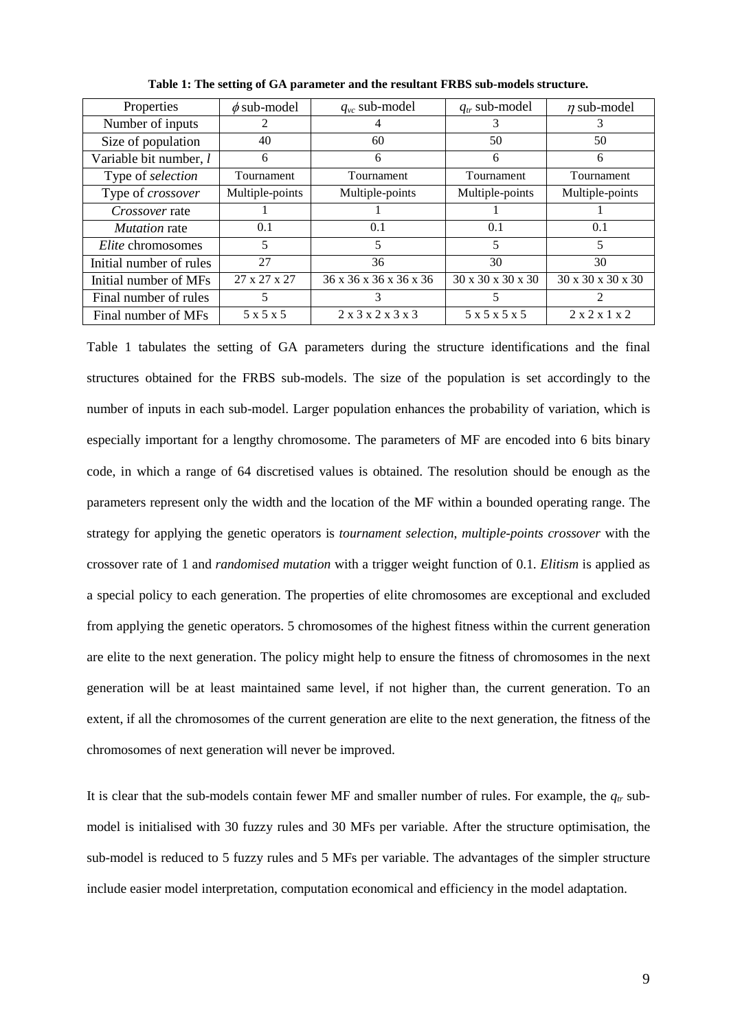**Table 1: The setting of GA parameter and the resultant FRBS sub-models structure.**

| Properties | $\phi$ sub-model | $q_{vc}$ sub-model | $q_{tr}$ sub-model | $\eta$ sub-model |
|---|---|---|---|---|
| Number of inputs | 2 | 4 | 3 | 3 |
| Size of population | 40 | 60 | 50 | 50 |
| Variable bit number, $l$ | 6 | 6 | 6 | 6 |
| Type of *selection* | Tournament | Tournament | Tournament | Tournament |
| Type of *crossover* | Multiple-points | Multiple-points | Multiple-points | Multiple-points |
| *Crossover* rate | 1 | 1 | 1 | 1 |
| *Mutation* rate | 0.1 | 0.1 | 0.1 | 0.1 |
| *Elite* chromosomes | 5 | 5 | 5 | 5 |
| Initial number of rules | 27 | 36 | 30 | 30 |
| Initial number of MFs | 27 x 27 x 27 | 36 x 36 x 36 x 36 x 36 | 30 x 30 x 30 x 30 | 30 x 30 x 30 x 30 |
| Final number of rules | 5 | 3 | 5 | 2 |
| Final number of MFs | 5 x 5 x 5 | 2 x 3 x 2 x 3 x 3 | 5 x 5 x 5 x 5 | 2 x 2 x 1 x 2 |

Table 1 tabulates the setting of GA parameters during the structure identifications and the final structures obtained for the FRBS sub-models. The size of the population is set accordingly to the number of inputs in each sub-model. Larger population enhances the probability of variation, which is especially important for a lengthy chromosome. The parameters of MF are encoded into 6 bits binary code, in which a range of 64 discretised values is obtained. The resolution should be enough as the parameters represent only the width and the location of the MF within a bounded operating range. The strategy for applying the genetic operators is *tournament selection*, *multiple-points crossover* with the crossover rate of 1 and *randomised mutation* with a trigger weight function of 0.1. *Elitism* is applied as a special policy to each generation. The properties of elite chromosomes are exceptional and excluded from applying the genetic operators. 5 chromosomes of the highest fitness within the current generation are elite to the next generation. The policy might help to ensure the fitness of chromosomes in the next generation will be at least maintained same level, if not higher than, the current generation. To an extent, if all the chromosomes of the current generation are elite to the next generation, the fitness of the chromosomes of next generation will never be improved.

It is clear that the sub-models contain fewer MF and smaller number of rules. For example, the $q_{tr}$ sub-model is initialised with 30 fuzzy rules and 30 MFs per variable. After the structure optimisation, the sub-model is reduced to 5 fuzzy rules and 5 MFs per variable. The advantages of the simpler structure include easier model interpretation, computation economical and efficiency in the model adaptation.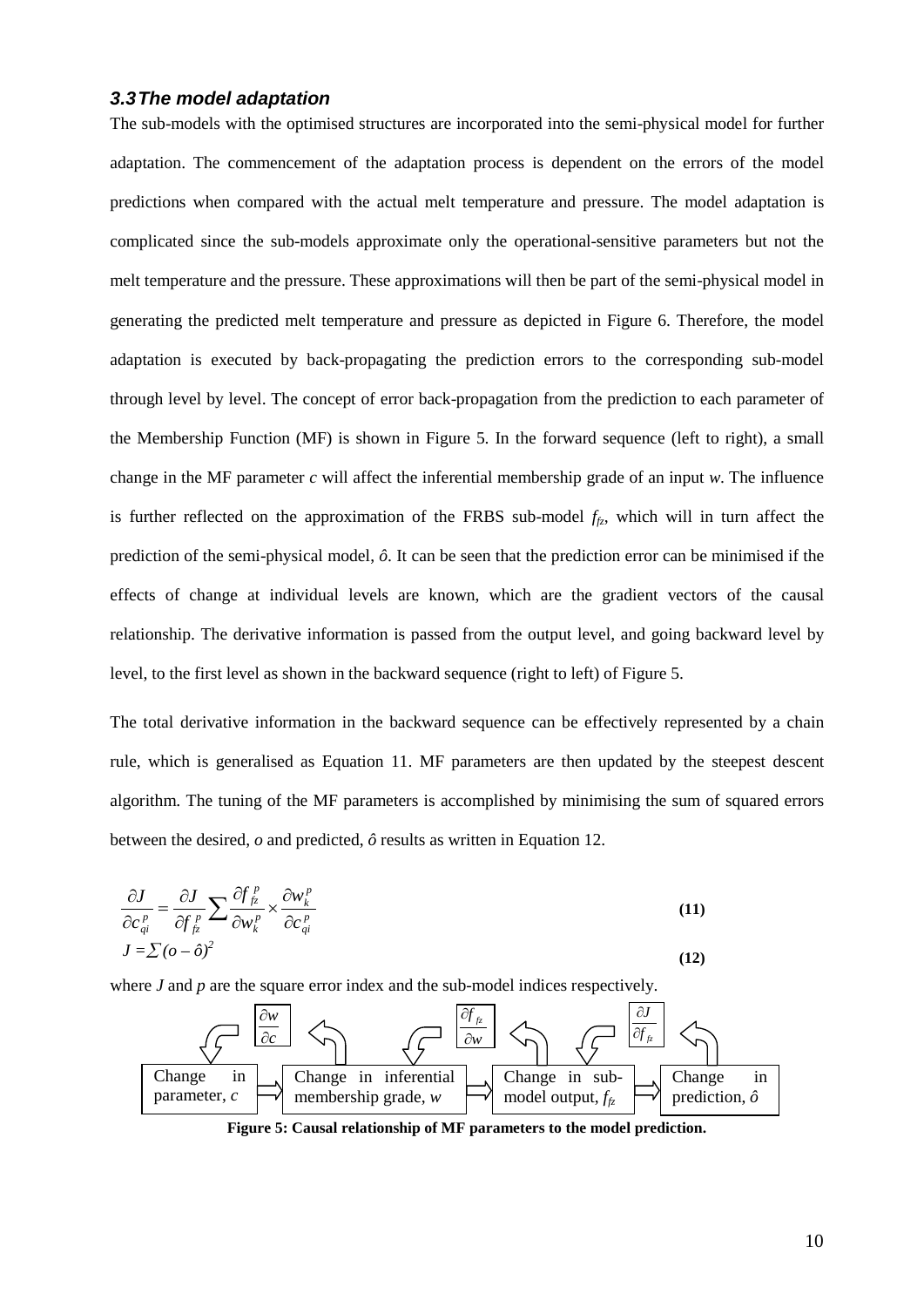### 3.3 The model adaptation

The sub-models with the optimised structures are incorporated into the semi-physical model for further adaptation. The commencement of the adaptation process is dependent on the errors of the model predictions when compared with the actual melt temperature and pressure. The model adaptation is complicated since the sub-models approximate only the operational-sensitive parameters but not the melt temperature and the pressure. These approximations will then be part of the semi-physical model in generating the predicted melt temperature and pressure as depicted in Figure 6. Therefore, the model adaptation is executed by back-propagating the prediction errors to the corresponding sub-model through level by level. The concept of error back-propagation from the prediction to each parameter of the Membership Function (MF) is shown in Figure 5. In the forward sequence (left to right), a small change in the MF parameter $c$ will affect the inferential membership grade of an input $w$. The influence is further reflected on the approximation of the FRBS sub-model $f_{fz}$, which will in turn affect the prediction of the semi-physical model, $\hat{o}$. It can be seen that the prediction error can be minimised if the effects of change at individual levels are known, which are the gradient vectors of the causal relationship. The derivative information is passed from the output level, and going backward level by level, to the first level as shown in the backward sequence (right to left) of Figure 5.

The total derivative information in the backward sequence can be effectively represented by a chain rule, which is generalised as Equation 11. MF parameters are then updated by the steepest descent algorithm. The tuning of the MF parameters is accomplished by minimising the sum of squared errors between the desired, $o$ and predicted, $\hat{o}$ results as written in Equation 12.

$$\frac{\partial J}{\partial c_{qi}^{p}} = \frac{\partial J}{\partial f_{fz}^{p}} \sum \frac{\partial f_{fz}^{p}}{\partial w_{k}^{p}} \times \frac{\partial w_{k}^{p}}{\partial c_{qi}^{p}} \tag{11}$$

$$J = \sum (o - \hat{o})^{2} \tag{12}$$

where $J$ and $p$ are the square error index and the sub-model indices respectively.

| Change in parameter, $c$ | $\Rightarrow$ | Change in inferential membership grade, $w$ | $\Rightarrow$ | Change in sub-model output, $f_{fz}$ | $\Rightarrow$ | Change in prediction, $\hat{o}$ |
|---|---|---|---|---|---|---|
| | $\frac{\partial w}{\partial c}$ | | $\frac{\partial f_{fz}}{\partial w}$ | | $\frac{\partial J}{\partial f_{fz}}$ | |

**Figure 5: Causal relationship of MF parameters to the model prediction.**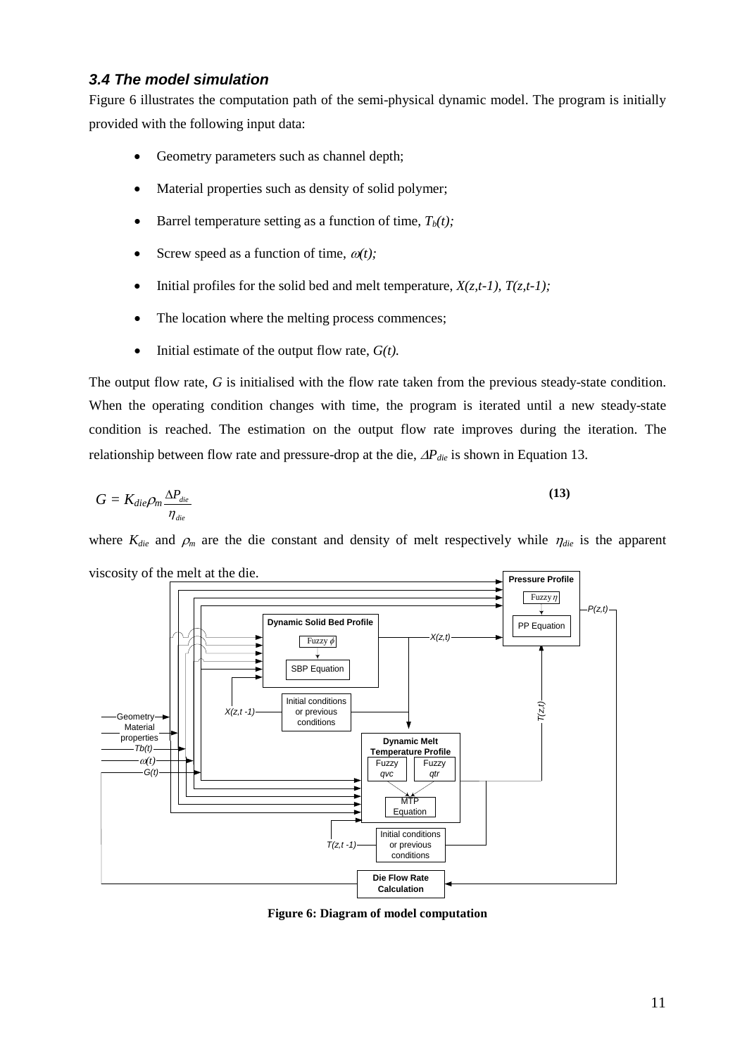### 3.4 The model simulation

Figure 6 illustrates the computation path of the semi-physical dynamic model. The program is initially provided with the following input data:

- Geometry parameters such as channel depth;
- Material properties such as density of solid polymer;
- Barrel temperature setting as a function of time, $T_b(t)$;
- Screw speed as a function of time, $\omega(t)$;
- Initial profiles for the solid bed and melt temperature, $X(z,t-1)$, $T(z,t-1)$;
- The location where the melting process commences;
- Initial estimate of the output flow rate, $G(t)$.

The output flow rate, $G$ is initialised with the flow rate taken from the previous steady-state condition. When the operating condition changes with time, the program is iterated until a new steady-state condition is reached. The estimation on the output flow rate improves during the iteration. The relationship between flow rate and pressure-drop at the die, $\Delta P_{die}$ is shown in Equation 13.

$$G = K_{die}\rho_m \frac{\Delta P_{die}}{\eta_{die}} \tag{13}$$

where $K_{die}$ and $\rho_m$ are the die constant and density of melt respectively while $\eta_{die}$ is the apparent viscosity of the melt at the die.

**Figure 6: Diagram of model computation**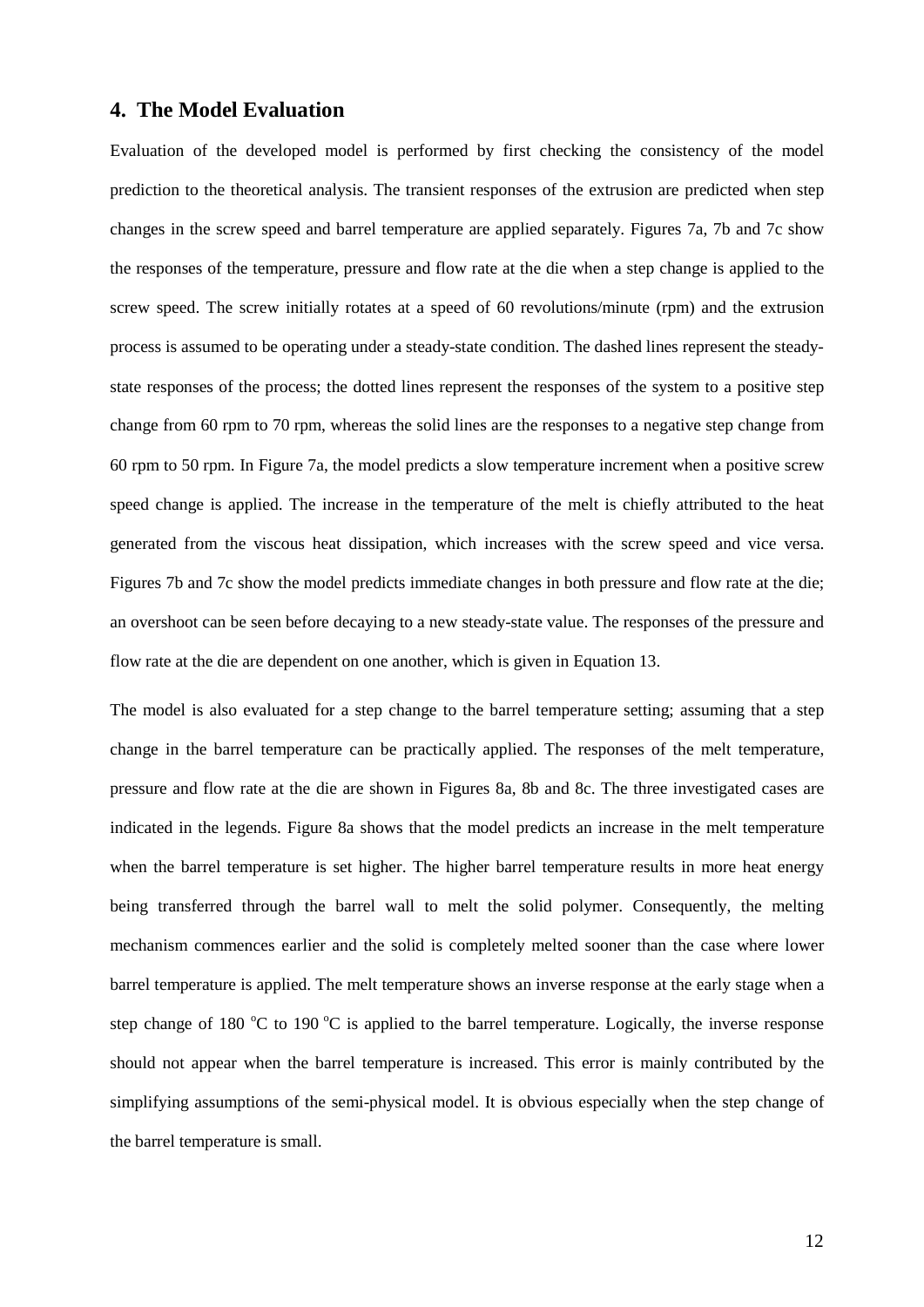## 4. The Model Evaluation

Evaluation of the developed model is performed by first checking the consistency of the model prediction to the theoretical analysis. The transient responses of the extrusion are predicted when step changes in the screw speed and barrel temperature are applied separately. Figures 7a, 7b and 7c show the responses of the temperature, pressure and flow rate at the die when a step change is applied to the screw speed. The screw initially rotates at a speed of 60 revolutions/minute (rpm) and the extrusion process is assumed to be operating under a steady-state condition. The dashed lines represent the steady-state responses of the process; the dotted lines represent the responses of the system to a positive step change from 60 rpm to 70 rpm, whereas the solid lines are the responses to a negative step change from 60 rpm to 50 rpm. In Figure 7a, the model predicts a slow temperature increment when a positive screw speed change is applied. The increase in the temperature of the melt is chiefly attributed to the heat generated from the viscous heat dissipation, which increases with the screw speed and vice versa. Figures 7b and 7c show the model predicts immediate changes in both pressure and flow rate at the die; an overshoot can be seen before decaying to a new steady-state value. The responses of the pressure and flow rate at the die are dependent on one another, which is given in Equation 13.

The model is also evaluated for a step change to the barrel temperature setting; assuming that a step change in the barrel temperature can be practically applied. The responses of the melt temperature, pressure and flow rate at the die are shown in Figures 8a, 8b and 8c. The three investigated cases are indicated in the legends. Figure 8a shows that the model predicts an increase in the melt temperature when the barrel temperature is set higher. The higher barrel temperature results in more heat energy being transferred through the barrel wall to melt the solid polymer. Consequently, the melting mechanism commences earlier and the solid is completely melted sooner than the case where lower barrel temperature is applied. The melt temperature shows an inverse response at the early stage when a step change of 180 $^{o}$C to 190 $^{o}$C is applied to the barrel temperature. Logically, the inverse response should not appear when the barrel temperature is increased. This error is mainly contributed by the simplifying assumptions of the semi-physical model. It is obvious especially when the step change of the barrel temperature is small.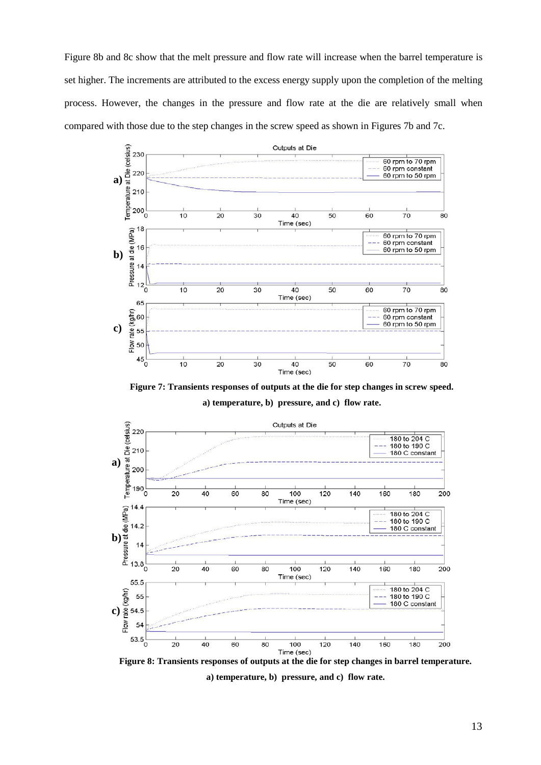Figure 8b and 8c show that the melt pressure and flow rate will increase when the barrel temperature is set higher. The increments are attributed to the excess energy supply upon the completion of the melting process. However, the changes in the pressure and flow rate at the die are relatively small when compared with those due to the step changes in the screw speed as shown in Figures 7b and 7c.

**Figure 7: Transients responses of outputs at the die for step changes in screw speed. a) temperature, b) pressure, and c) flow rate.**

**Figure 8: Transients responses of outputs at the die for step changes in barrel temperature. a) temperature, b) pressure, and c) flow rate.**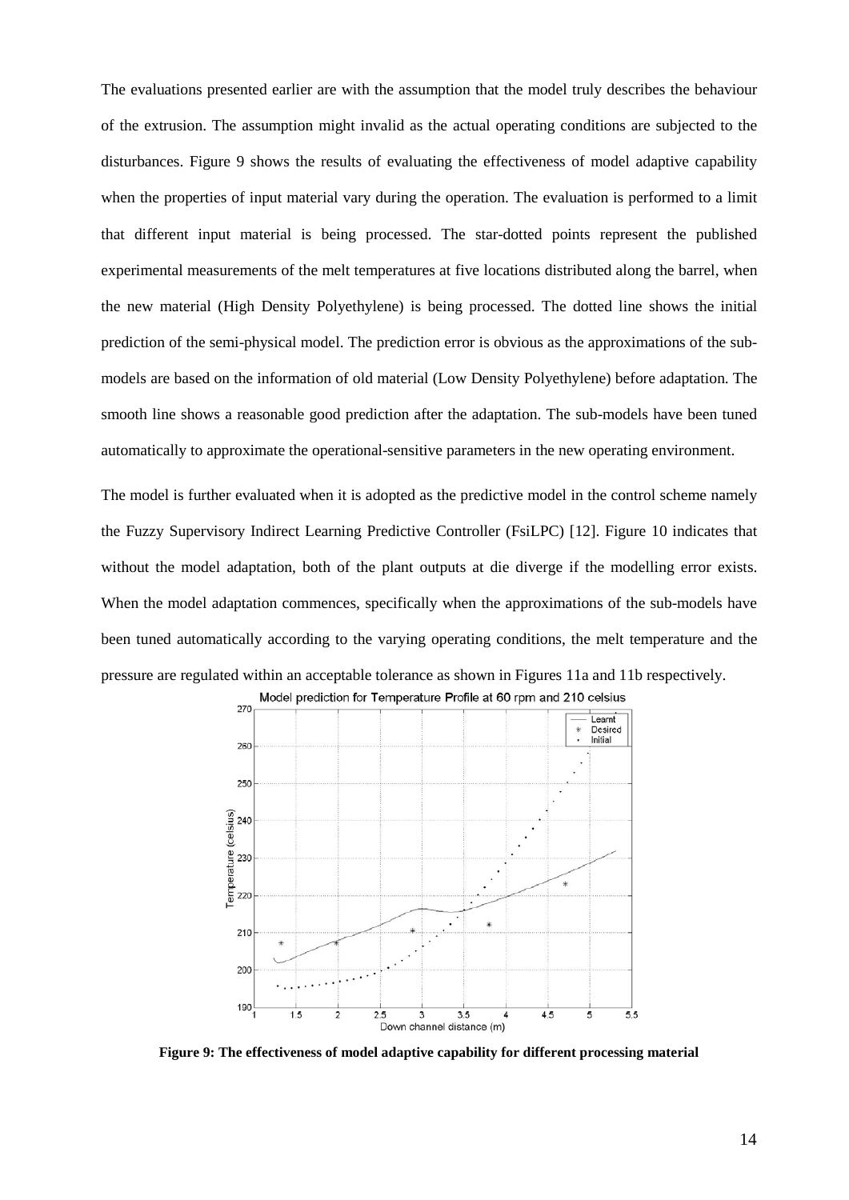The evaluations presented earlier are with the assumption that the model truly describes the behaviour of the extrusion. The assumption might invalid as the actual operating conditions are subjected to the disturbances. Figure 9 shows the results of evaluating the effectiveness of model adaptive capability when the properties of input material vary during the operation. The evaluation is performed to a limit that different input material is being processed. The star-dotted points represent the published experimental measurements of the melt temperatures at five locations distributed along the barrel, when the new material (High Density Polyethylene) is being processed. The dotted line shows the initial prediction of the semi-physical model. The prediction error is obvious as the approximations of the sub-models are based on the information of old material (Low Density Polyethylene) before adaptation. The smooth line shows a reasonable good prediction after the adaptation. The sub-models have been tuned automatically to approximate the operational-sensitive parameters in the new operating environment.

The model is further evaluated when it is adopted as the predictive model in the control scheme namely the Fuzzy Supervisory Indirect Learning Predictive Controller (FsiLPC) [12]. Figure 10 indicates that without the model adaptation, both of the plant outputs at die diverge if the modelling error exists. When the model adaptation commences, specifically when the approximations of the sub-models have been tuned automatically according to the varying operating conditions, the melt temperature and the pressure are regulated within an acceptable tolerance as shown in Figures 11a and 11b respectively.

**Figure 9: The effectiveness of model adaptive capability for different processing material**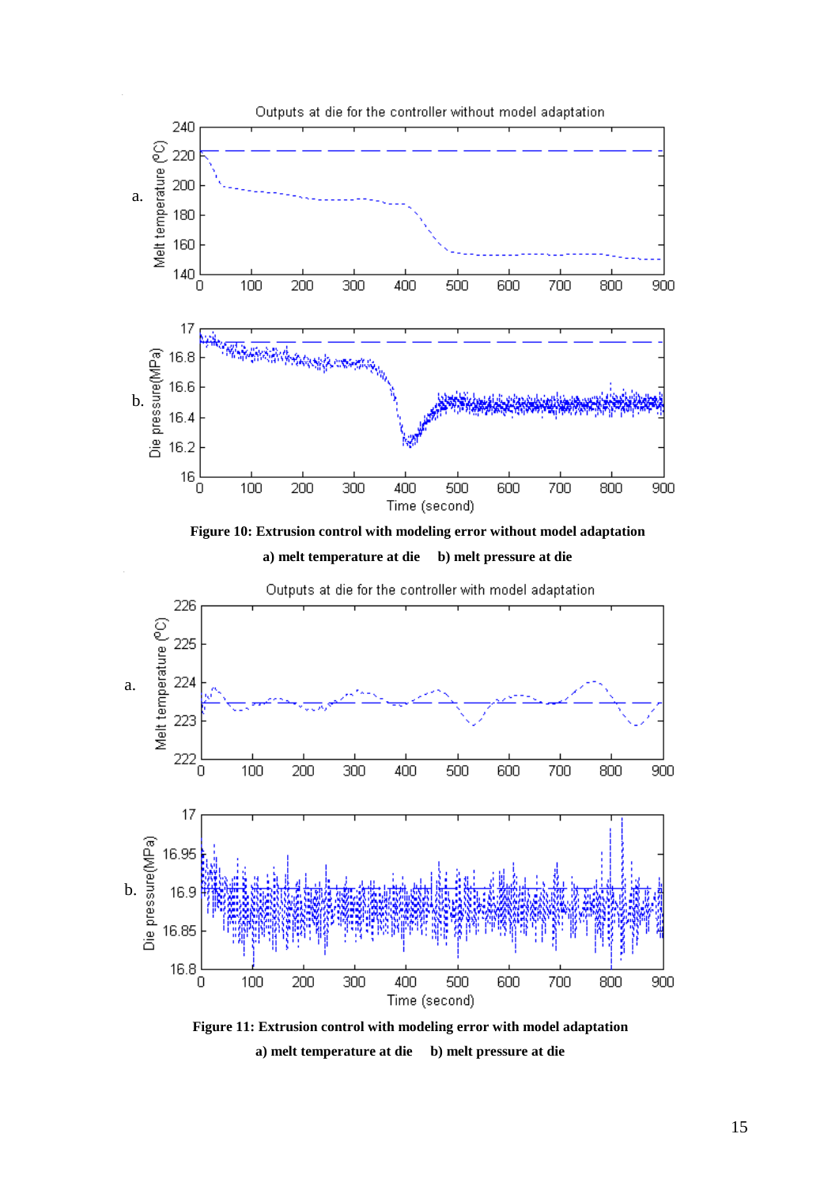**Figure 10: Extrusion control with modeling error without model adaptation**

**a) melt temperature at die b) melt pressure at die**

**Figure 11: Extrusion control with modeling error with model adaptation**

**a) melt temperature at die b) melt pressure at die**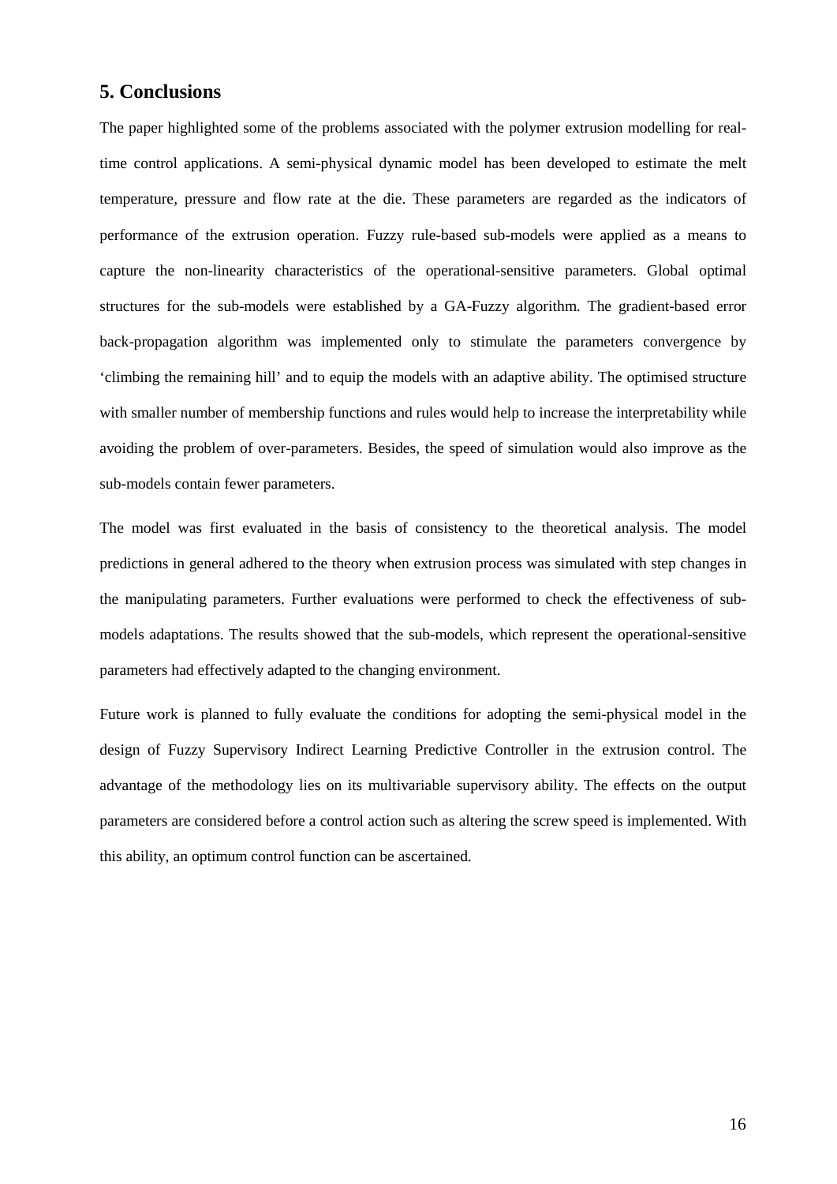## 5. Conclusions

The paper highlighted some of the problems associated with the polymer extrusion modelling for real-time control applications. A semi-physical dynamic model has been developed to estimate the melt temperature, pressure and flow rate at the die. These parameters are regarded as the indicators of performance of the extrusion operation. Fuzzy rule-based sub-models were applied as a means to capture the non-linearity characteristics of the operational-sensitive parameters. Global optimal structures for the sub-models were established by a GA-Fuzzy algorithm. The gradient-based error back-propagation algorithm was implemented only to stimulate the parameters convergence by 'climbing the remaining hill' and to equip the models with an adaptive ability. The optimised structure with smaller number of membership functions and rules would help to increase the interpretability while avoiding the problem of over-parameters. Besides, the speed of simulation would also improve as the sub-models contain fewer parameters.

The model was first evaluated in the basis of consistency to the theoretical analysis. The model predictions in general adhered to the theory when extrusion process was simulated with step changes in the manipulating parameters. Further evaluations were performed to check the effectiveness of sub-models adaptations. The results showed that the sub-models, which represent the operational-sensitive parameters had effectively adapted to the changing environment.

Future work is planned to fully evaluate the conditions for adopting the semi-physical model in the design of Fuzzy Supervisory Indirect Learning Predictive Controller in the extrusion control. The advantage of the methodology lies on its multivariable supervisory ability. The effects on the output parameters are considered before a control action such as altering the screw speed is implemented. With this ability, an optimum control function can be ascertained.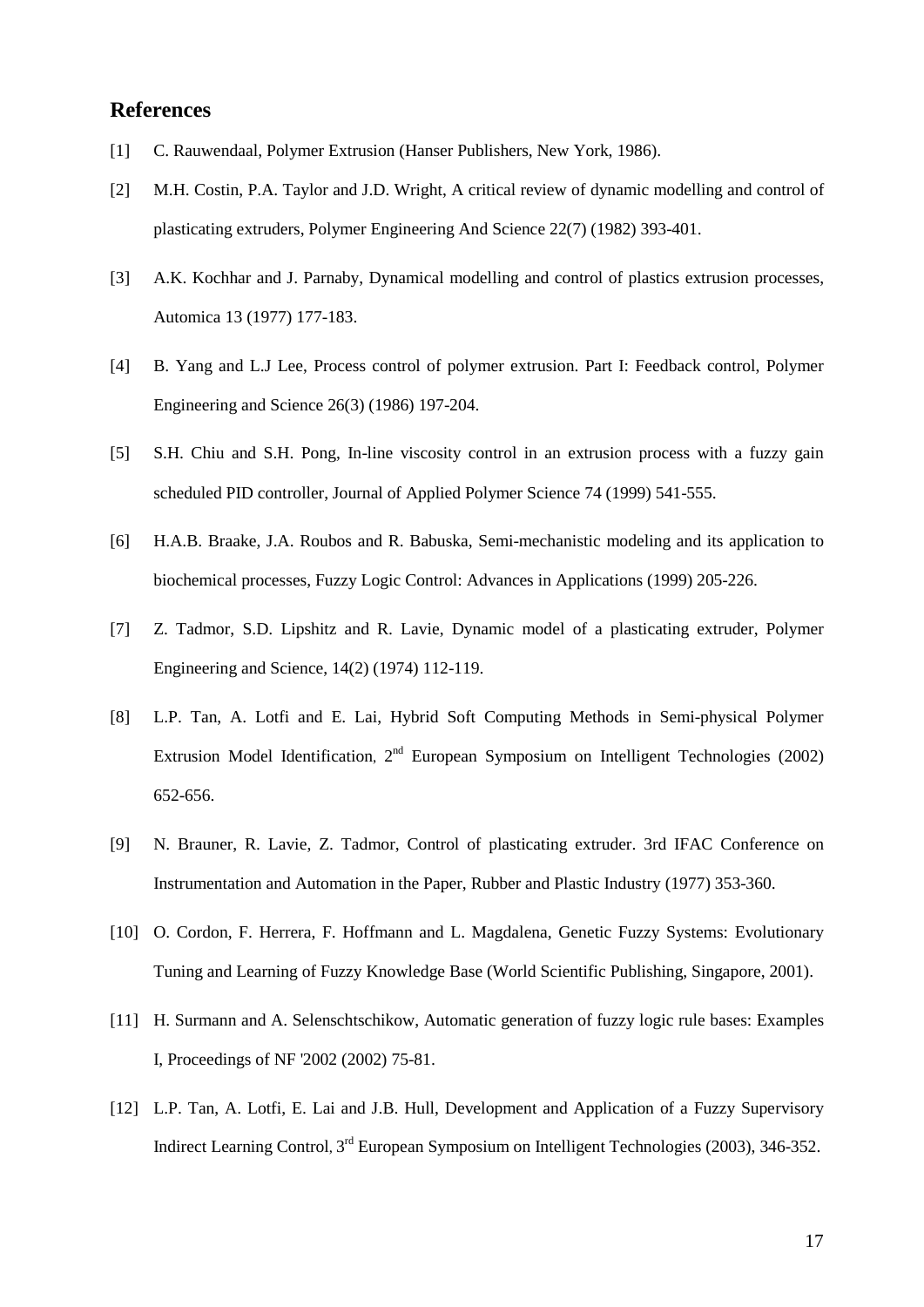## References

[1] C. Rauwendaal, Polymer Extrusion (Hanser Publishers, New York, 1986).

[2] M.H. Costin, P.A. Taylor and J.D. Wright, A critical review of dynamic modelling and control of plasticating extruders, Polymer Engineering And Science 22(7) (1982) 393-401.

[3] A.K. Kochhar and J. Parnaby, Dynamical modelling and control of plastics extrusion processes, Automica 13 (1977) 177-183.

[4] B. Yang and L.J Lee, Process control of polymer extrusion. Part I: Feedback control, Polymer Engineering and Science 26(3) (1986) 197-204.

[5] S.H. Chiu and S.H. Pong, In-line viscosity control in an extrusion process with a fuzzy gain scheduled PID controller, Journal of Applied Polymer Science 74 (1999) 541-555.

[6] H.A.B. Braake, J.A. Roubos and R. Babuska, Semi-mechanistic modeling and its application to biochemical processes, Fuzzy Logic Control: Advances in Applications (1999) 205-226.

[7] Z. Tadmor, S.D. Lipshitz and R. Lavie, Dynamic model of a plasticating extruder, Polymer Engineering and Science, 14(2) (1974) 112-119.

[8] L.P. Tan, A. Lotfi and E. Lai, Hybrid Soft Computing Methods in Semi-physical Polymer Extrusion Model Identification, 2nd European Symposium on Intelligent Technologies (2002) 652-656.

[9] N. Brauner, R. Lavie, Z. Tadmor, Control of plasticating extruder. 3rd IFAC Conference on Instrumentation and Automation in the Paper, Rubber and Plastic Industry (1977) 353-360.

[10] O. Cordon, F. Herrera, F. Hoffmann and L. Magdalena, Genetic Fuzzy Systems: Evolutionary Tuning and Learning of Fuzzy Knowledge Base (World Scientific Publishing, Singapore, 2001).

[11] H. Surmann and A. Selenschtschikow, Automatic generation of fuzzy logic rule bases: Examples I, Proceedings of NF '2002 (2002) 75-81.

[12] L.P. Tan, A. Lotfi, E. Lai and J.B. Hull, Development and Application of a Fuzzy Supervisory Indirect Learning Control, 3rd European Symposium on Intelligent Technologies (2003), 346-352.